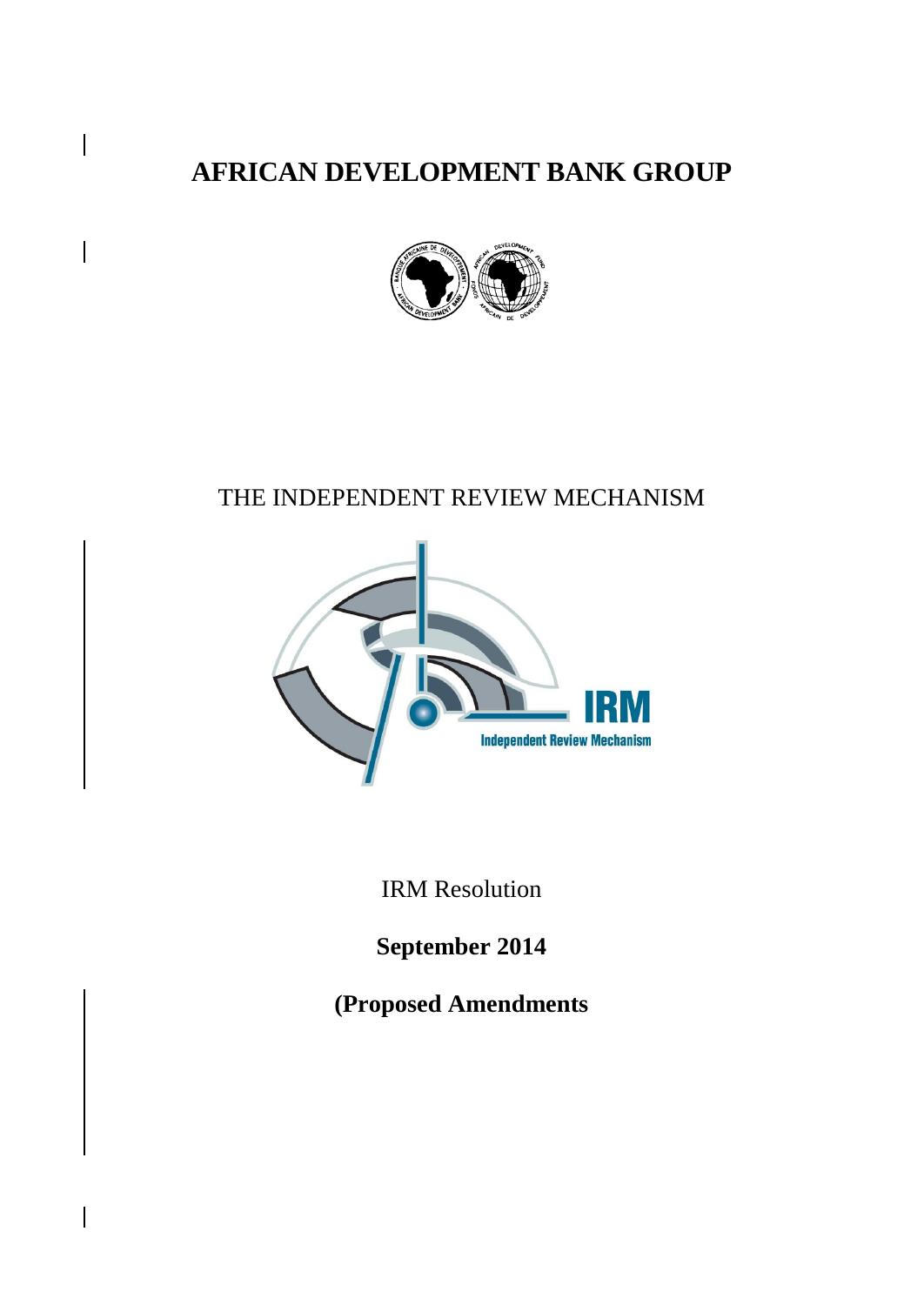# AFRICAN DEVELOPMENT BANK GROUP

THE INDEPENDENT REVIEW MECHANISM

IRM

Independent Review Mechanism

IRM Resolution

**September 2014**

**(Proposed Amendments**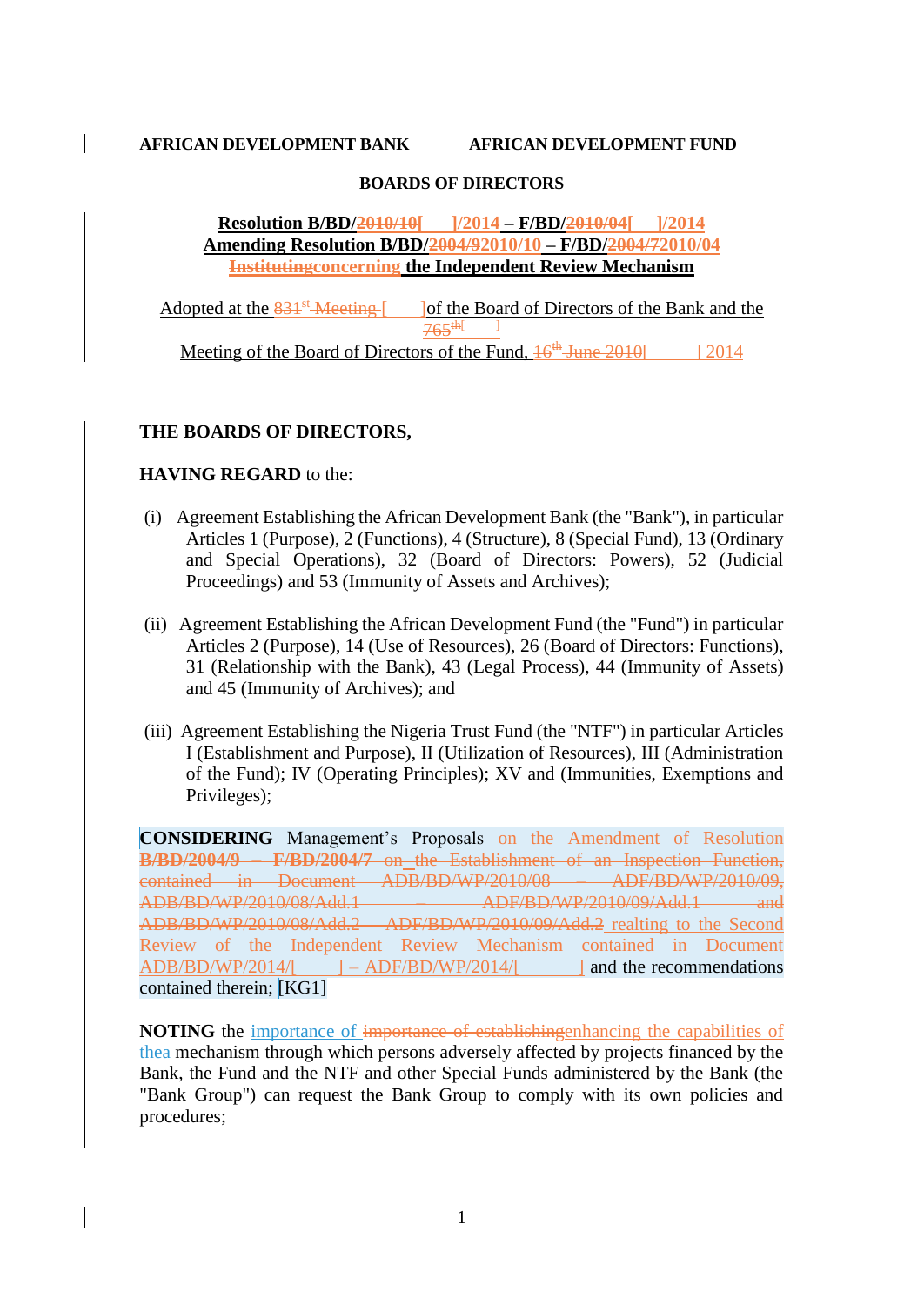**AFRICAN DEVELOPMENT BANK** **AFRICAN DEVELOPMENT FUND**

**BOARDS OF DIRECTORS**

**Resolution B/BD/~~2010/10~~[ ]/2014 – F/BD/~~2010/04~~[ ]/2014**
**Amending Resolution B/BD/~~2004/9~~2010/10 – F/BD/~~2004/7~~2010/04**
**~~Instituting~~concerning the Independent Review Mechanism**

Adopted at the ~~831st Meeting~~ [ ]of the Board of Directors of the Bank and the ~~765th~~[ ]
Meeting of the Board of Directors of the Fund, ~~16th June 2010~~[ ] 2014

**THE BOARDS OF DIRECTORS,**

**HAVING REGARD** to the:

(i) Agreement Establishing the African Development Bank (the "Bank"), in particular Articles 1 (Purpose), 2 (Functions), 4 (Structure), 8 (Special Fund), 13 (Ordinary and Special Operations), 32 (Board of Directors: Powers), 52 (Judicial Proceedings) and 53 (Immunity of Assets and Archives);

(ii) Agreement Establishing the African Development Fund (the "Fund") in particular Articles 2 (Purpose), 14 (Use of Resources), 26 (Board of Directors: Functions), 31 (Relationship with the Bank), 43 (Legal Process), 44 (Immunity of Assets) and 45 (Immunity of Archives); and

(iii) Agreement Establishing the Nigeria Trust Fund (the "NTF") in particular Articles I (Establishment and Purpose), II (Utilization of Resources), III (Administration of the Fund); IV (Operating Principles); XV and (Immunities, Exemptions and Privileges);

**CONSIDERING** Management's Proposals ~~on the Amendment of Resolution B/BD/2004/9 – F/BD/2004/7 on the Establishment of an Inspection Function, contained in Document ADB/BD/WP/2010/08 – ADF/BD/WP/2010/09, ADB/BD/WP/2010/08/Add.1 – ADF/BD/WP/2010/09/Add.1 and ADB/BD/WP/2010/08/Add.2 – ADF/BD/WP/2010/09/Add.2~~ realting to the Second Review of the Independent Review Mechanism contained in Document ADB/BD/WP/2014/[ ] – ADF/BD/WP/2014/[ ] and the recommendations contained therein; [KG1]

**NOTING** the importance of ~~importance of establishing~~enhancing the capabilities of the~~a~~ mechanism through which persons adversely affected by projects financed by the Bank, the Fund and the NTF and other Special Funds administered by the Bank (the "Bank Group") can request the Bank Group to comply with its own policies and procedures;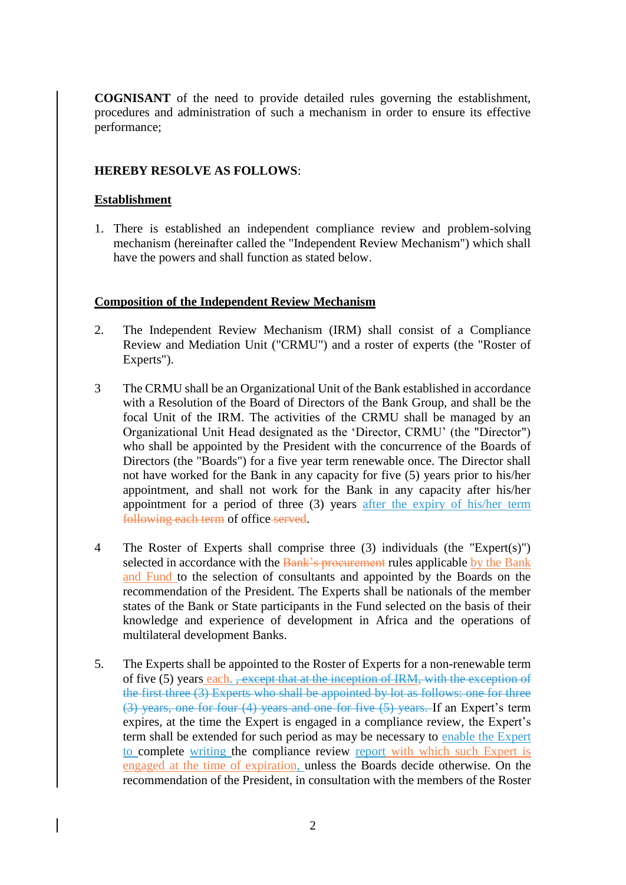**COGNISANT** of the need to provide detailed rules governing the establishment, procedures and administration of such a mechanism in order to ensure its effective performance;

**HEREBY RESOLVE AS FOLLOWS**:

## Establishment

1. There is established an independent compliance review and problem-solving mechanism (hereinafter called the "Independent Review Mechanism") which shall have the powers and shall function as stated below.

## Composition of the Independent Review Mechanism

2. The Independent Review Mechanism (IRM) shall consist of a Compliance Review and Mediation Unit ("CRMU") and a roster of experts (the "Roster of Experts").

3 The CRMU shall be an Organizational Unit of the Bank established in accordance with a Resolution of the Board of Directors of the Bank Group, and shall be the focal Unit of the IRM. The activities of the CRMU shall be managed by an Organizational Unit Head designated as the 'Director, CRMU' (the "Director") who shall be appointed by the President with the concurrence of the Boards of Directors (the "Boards") for a five year term renewable once. The Director shall not have worked for the Bank in any capacity for five (5) years prior to his/her appointment, and shall not work for the Bank in any capacity after his/her appointment for a period of three (3) years after the expiry of his/her term ~~following each term~~ of office ~~served~~.

4 The Roster of Experts shall comprise three (3) individuals (the "Expert(s)") selected in accordance with the ~~Bank's procurement~~ rules applicable by the Bank and Fund to the selection of consultants and appointed by the Boards on the recommendation of the President. The Experts shall be nationals of the member states of the Bank or State participants in the Fund selected on the basis of their knowledge and experience of development in Africa and the operations of multilateral development Banks.

5. The Experts shall be appointed to the Roster of Experts for a non-renewable term of five (5) years each. ~~, except that at the inception of IRM, with the exception of the first three (3) Experts who shall be appointed by lot as follows: one for three (3) years, one for four (4) years and one for five (5) years.~~ If an Expert's term expires, at the time the Expert is engaged in a compliance review, the Expert's term shall be extended for such period as may be necessary to enable the Expert to complete writing the compliance review report with which such Expert is engaged at the time of expiration, unless the Boards decide otherwise. On the recommendation of the President, in consultation with the members of the Roster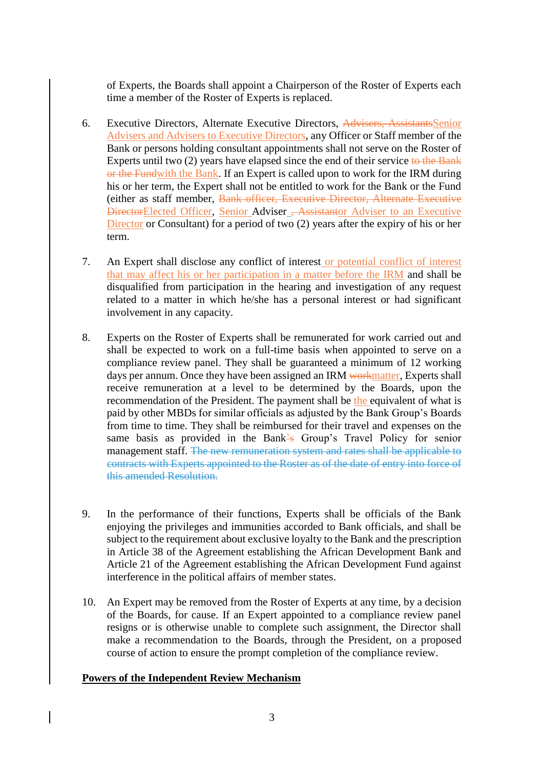of Experts, the Boards shall appoint a Chairperson of the Roster of Experts each time a member of the Roster of Experts is replaced.

6. Executive Directors, Alternate Executive Directors, ~~Advisers, Assistants~~Senior Advisers and Advisers to Executive Directors, any Officer or Staff member of the Bank or persons holding consultant appointments shall not serve on the Roster of Experts until two (2) years have elapsed since the end of their service ~~to the Bank or the Fund~~with the Bank. If an Expert is called upon to work for the IRM during his or her term, the Expert shall not be entitled to work for the Bank or the Fund (either as staff member, ~~Bank officer, Executive Director, Alternate Executive Director~~Elected Officer, Senior Adviser ~~, Assistant~~or Adviser to an Executive Director or Consultant) for a period of two (2) years after the expiry of his or her term.

7. An Expert shall disclose any conflict of interest or potential conflict of interest that may affect his or her participation in a matter before the IRM and shall be disqualified from participation in the hearing and investigation of any request related to a matter in which he/she has a personal interest or had significant involvement in any capacity.

8. Experts on the Roster of Experts shall be remunerated for work carried out and shall be expected to work on a full-time basis when appointed to serve on a compliance review panel. They shall be guaranteed a minimum of 12 working days per annum. Once they have been assigned an IRM ~~work~~matter, Experts shall receive remuneration at a level to be determined by the Boards, upon the recommendation of the President. The payment shall be the equivalent of what is paid by other MBDs for similar officials as adjusted by the Bank Group's Boards from time to time. They shall be reimbursed for their travel and expenses on the same basis as provided in the Bank~~'s~~ Group's Travel Policy for senior management staff. ~~The new remuneration system and rates shall be applicable to contracts with Experts appointed to the Roster as of the date of entry into force of this amended Resolution.~~

9. In the performance of their functions, Experts shall be officials of the Bank enjoying the privileges and immunities accorded to Bank officials, and shall be subject to the requirement about exclusive loyalty to the Bank and the prescription in Article 38 of the Agreement establishing the African Development Bank and Article 21 of the Agreement establishing the African Development Fund against interference in the political affairs of member states.

10. An Expert may be removed from the Roster of Experts at any time, by a decision of the Boards, for cause. If an Expert appointed to a compliance review panel resigns or is otherwise unable to complete such assignment, the Director shall make a recommendation to the Boards, through the President, on a proposed course of action to ensure the prompt completion of the compliance review.

**Powers of the Independent Review Mechanism**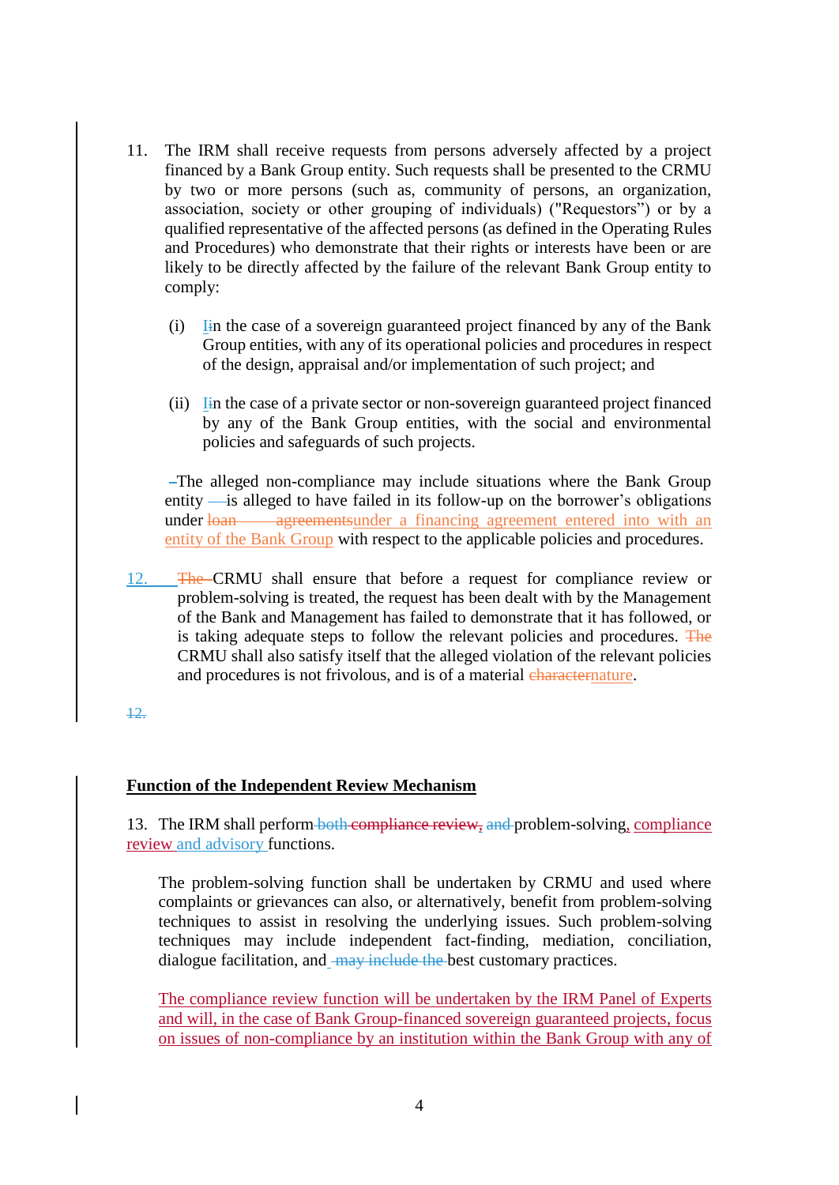11. The IRM shall receive requests from persons adversely affected by a project financed by a Bank Group entity. Such requests shall be presented to the CRMU by two or more persons (such as, community of persons, an organization, association, society or other grouping of individuals) ("Requestors") or by a qualified representative of the affected persons (as defined in the Operating Rules and Procedures) who demonstrate that their rights or interests have been or are likely to be directly affected by the failure of the relevant Bank Group entity to comply:

   (i) In the case of a sovereign guaranteed project financed by any of the Bank Group entities, with any of its operational policies and procedures in respect of the design, appraisal and/or implementation of such project; and

   (ii) In the case of a private sector or non-sovereign guaranteed project financed by any of the Bank Group entities, with the social and environmental policies and safeguards of such projects.

   The alleged non-compliance may include situations where the Bank Group entity is alleged to have failed in its follow-up on the borrower's obligations under ~~loan agreements~~under a financing agreement entered into with an entity of the Bank Group with respect to the applicable policies and procedures.

12. ~~The~~ CRMU shall ensure that before a request for compliance review or problem-solving is treated, the request has been dealt with by the Management of the Bank and Management has failed to demonstrate that it has followed, or is taking adequate steps to follow the relevant policies and procedures. ~~The~~ CRMU shall also satisfy itself that the alleged violation of the relevant policies and procedures is not frivolous, and is of a material ~~character~~nature.

~~12.~~

**Function of the Independent Review Mechanism**

13. The IRM shall perform ~~both compliance review,~~ ~~and~~ problem-solving, compliance review and advisory functions.

   The problem-solving function shall be undertaken by CRMU and used where complaints or grievances can also, or alternatively, benefit from problem-solving techniques to assist in resolving the underlying issues. Such problem-solving techniques may include independent fact-finding, mediation, conciliation, dialogue facilitation, and ~~may include the~~ best customary practices.

   The compliance review function will be undertaken by the IRM Panel of Experts and will, in the case of Bank Group-financed sovereign guaranteed projects, focus on issues of non-compliance by an institution within the Bank Group with any of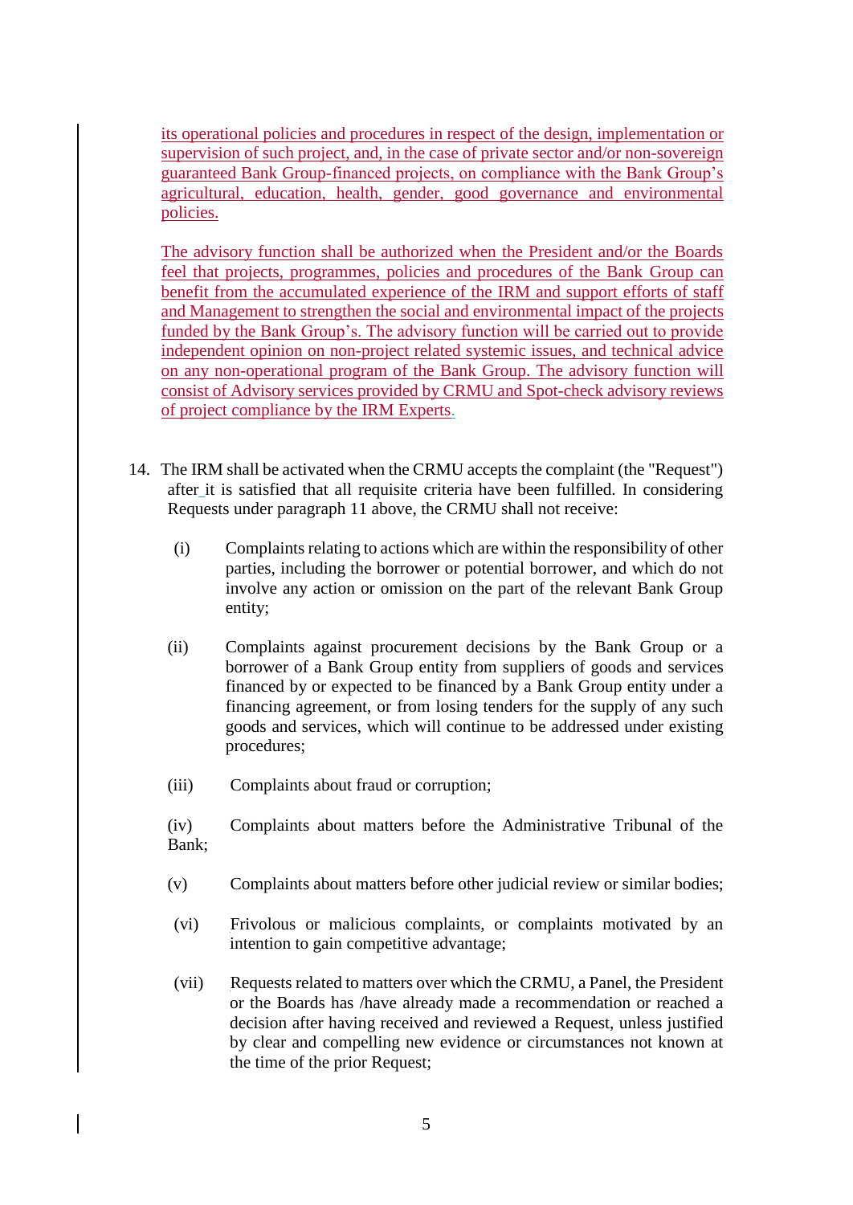its operational policies and procedures in respect of the design, implementation or supervision of such project, and, in the case of private sector and/or non-sovereign guaranteed Bank Group-financed projects, on compliance with the Bank Group's agricultural, education, health, gender, good governance and environmental policies.

The advisory function shall be authorized when the President and/or the Boards feel that projects, programmes, policies and procedures of the Bank Group can benefit from the accumulated experience of the IRM and support efforts of staff and Management to strengthen the social and environmental impact of the projects funded by the Bank Group's. The advisory function will be carried out to provide independent opinion on non-project related systemic issues, and technical advice on any non-operational program of the Bank Group. The advisory function will consist of Advisory services provided by CRMU and Spot-check advisory reviews of project compliance by the IRM Experts.

14. The IRM shall be activated when the CRMU accepts the complaint (the "Request") after it is satisfied that all requisite criteria have been fulfilled. In considering Requests under paragraph 11 above, the CRMU shall not receive:

    (i) Complaints relating to actions which are within the responsibility of other parties, including the borrower or potential borrower, and which do not involve any action or omission on the part of the relevant Bank Group entity;

    (ii) Complaints against procurement decisions by the Bank Group or a borrower of a Bank Group entity from suppliers of goods and services financed by or expected to be financed by a Bank Group entity under a financing agreement, or from losing tenders for the supply of any such goods and services, which will continue to be addressed under existing procedures;

    (iii) Complaints about fraud or corruption;

    (iv) Complaints about matters before the Administrative Tribunal of the Bank;

    (v) Complaints about matters before other judicial review or similar bodies;

    (vi) Frivolous or malicious complaints, or complaints motivated by an intention to gain competitive advantage;

    (vii) Requests related to matters over which the CRMU, a Panel, the President or the Boards has /have already made a recommendation or reached a decision after having received and reviewed a Request, unless justified by clear and compelling new evidence or circumstances not known at the time of the prior Request;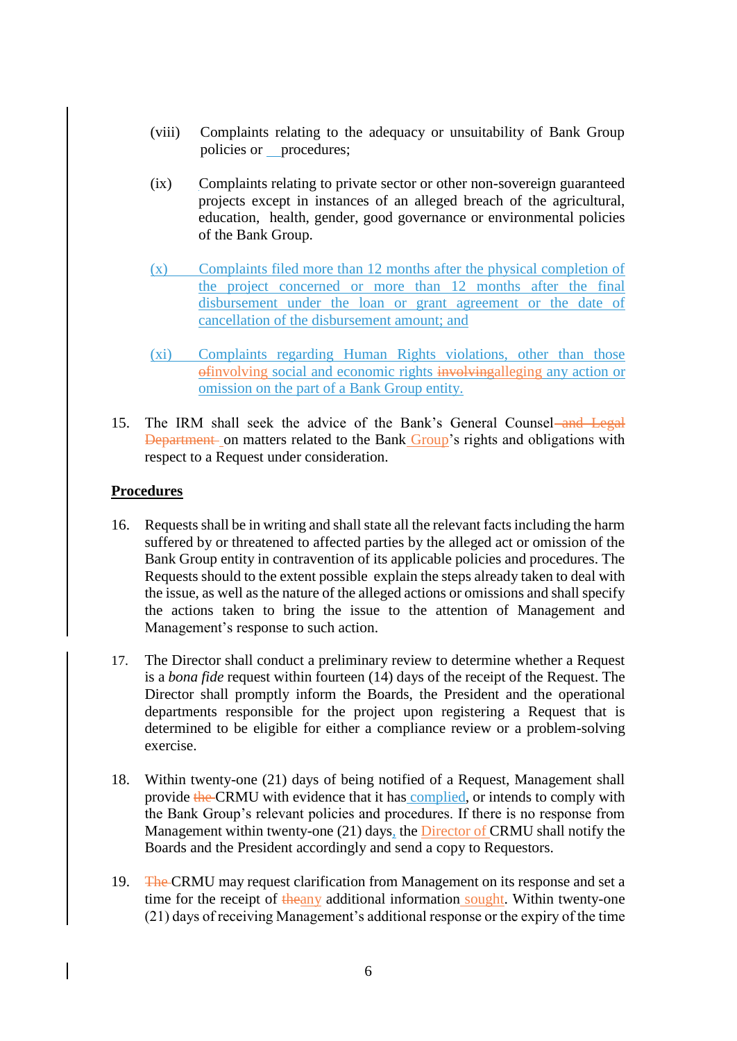(viii) Complaints relating to the adequacy or unsuitability of Bank Group policies or procedures;

(ix) Complaints relating to private sector or other non-sovereign guaranteed projects except in instances of an alleged breach of the agricultural, education, health, gender, good governance or environmental policies of the Bank Group.

(x) Complaints filed more than 12 months after the physical completion of the project concerned or more than 12 months after the final disbursement under the loan or grant agreement or the date of cancellation of the disbursement amount; and

(xi) Complaints regarding Human Rights violations, other than those ~~of~~involving social and economic rights ~~involving~~alleging any action or omission on the part of a Bank Group entity.

15. The IRM shall seek the advice of the Bank's General Counsel ~~and Legal Department~~ on matters related to the Bank Group's rights and obligations with respect to a Request under consideration.

**Procedures**

16. Requests shall be in writing and shall state all the relevant facts including the harm suffered by or threatened to affected parties by the alleged act or omission of the Bank Group entity in contravention of its applicable policies and procedures. The Requests should to the extent possible explain the steps already taken to deal with the issue, as well as the nature of the alleged actions or omissions and shall specify the actions taken to bring the issue to the attention of Management and Management's response to such action.

17. The Director shall conduct a preliminary review to determine whether a Request is a *bona fide* request within fourteen (14) days of the receipt of the Request. The Director shall promptly inform the Boards, the President and the operational departments responsible for the project upon registering a Request that is determined to be eligible for either a compliance review or a problem-solving exercise.

18. Within twenty-one (21) days of being notified of a Request, Management shall provide ~~the~~ CRMU with evidence that it has complied, or intends to comply with the Bank Group's relevant policies and procedures. If there is no response from Management within twenty-one (21) days, the Director of CRMU shall notify the Boards and the President accordingly and send a copy to Requestors.

19. ~~The~~ CRMU may request clarification from Management on its response and set a time for the receipt of ~~the~~any additional information sought. Within twenty-one (21) days of receiving Management's additional response or the expiry of the time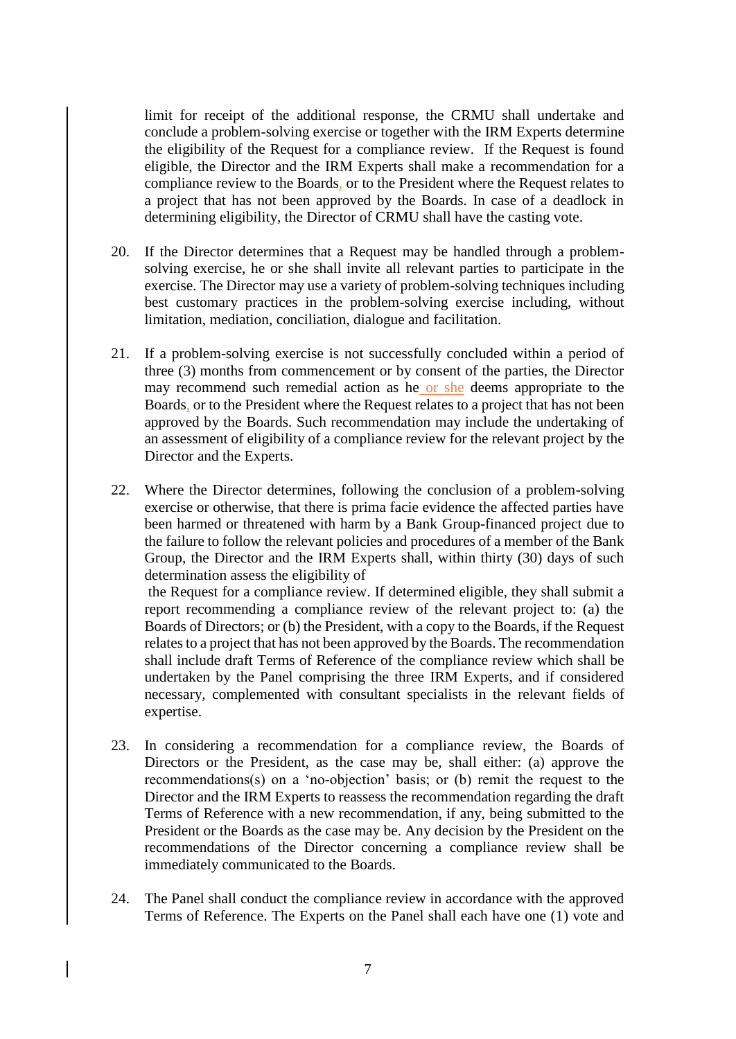limit for receipt of the additional response, the CRMU shall undertake and conclude a problem-solving exercise or together with the IRM Experts determine the eligibility of the Request for a compliance review. If the Request is found eligible, the Director and the IRM Experts shall make a recommendation for a compliance review to the Boards, or to the President where the Request relates to a project that has not been approved by the Boards. In case of a deadlock in determining eligibility, the Director of CRMU shall have the casting vote.

20. If the Director determines that a Request may be handled through a problem-solving exercise, he or she shall invite all relevant parties to participate in the exercise. The Director may use a variety of problem-solving techniques including best customary practices in the problem-solving exercise including, without limitation, mediation, conciliation, dialogue and facilitation.

21. If a problem-solving exercise is not successfully concluded within a period of three (3) months from commencement or by consent of the parties, the Director may recommend such remedial action as he or she deems appropriate to the Boards, or to the President where the Request relates to a project that has not been approved by the Boards. Such recommendation may include the undertaking of an assessment of eligibility of a compliance review for the relevant project by the Director and the Experts.

22. Where the Director determines, following the conclusion of a problem-solving exercise or otherwise, that there is prima facie evidence the affected parties have been harmed or threatened with harm by a Bank Group-financed project due to the failure to follow the relevant policies and procedures of a member of the Bank Group, the Director and the IRM Experts shall, within thirty (30) days of such determination assess the eligibility of the Request for a compliance review. If determined eligible, they shall submit a report recommending a compliance review of the relevant project to: (a) the Boards of Directors; or (b) the President, with a copy to the Boards, if the Request relates to a project that has not been approved by the Boards. The recommendation shall include draft Terms of Reference of the compliance review which shall be undertaken by the Panel comprising the three IRM Experts, and if considered necessary, complemented with consultant specialists in the relevant fields of expertise.

23. In considering a recommendation for a compliance review, the Boards of Directors or the President, as the case may be, shall either: (a) approve the recommendations(s) on a 'no-objection' basis; or (b) remit the request to the Director and the IRM Experts to reassess the recommendation regarding the draft Terms of Reference with a new recommendation, if any, being submitted to the President or the Boards as the case may be. Any decision by the President on the recommendations of the Director concerning a compliance review shall be immediately communicated to the Boards.

24. The Panel shall conduct the compliance review in accordance with the approved Terms of Reference. The Experts on the Panel shall each have one (1) vote and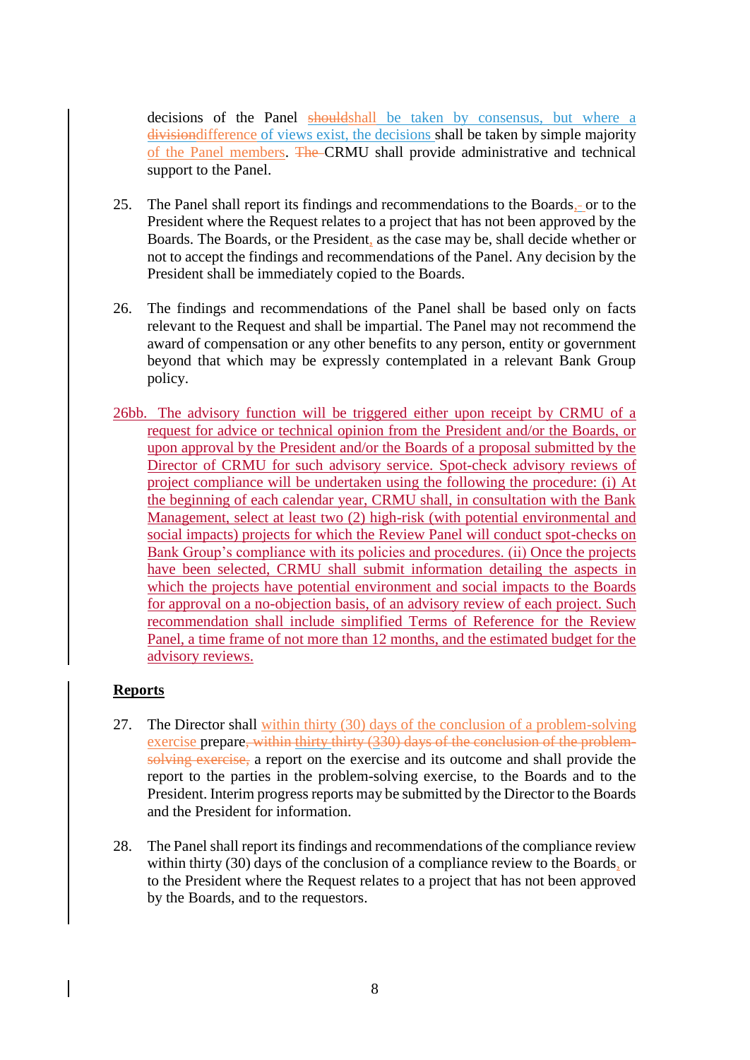decisions of the Panel ~~should~~shall be taken by consensus, but where a ~~division~~difference of views exist, the decisions shall be taken by simple majority of the Panel members. ~~The~~ CRMU shall provide administrative and technical support to the Panel.

25. The Panel shall report its findings and recommendations to the Boards, or to the President where the Request relates to a project that has not been approved by the Boards. The Boards, or the President, as the case may be, shall decide whether or not to accept the findings and recommendations of the Panel. Any decision by the President shall be immediately copied to the Boards.

26. The findings and recommendations of the Panel shall be based only on facts relevant to the Request and shall be impartial. The Panel may not recommend the award of compensation or any other benefits to any person, entity or government beyond that which may be expressly contemplated in a relevant Bank Group policy.

26bb. The advisory function will be triggered either upon receipt by CRMU of a request for advice or technical opinion from the President and/or the Boards, or upon approval by the President and/or the Boards of a proposal submitted by the Director of CRMU for such advisory service. Spot-check advisory reviews of project compliance will be undertaken using the following the procedure: (i) At the beginning of each calendar year, CRMU shall, in consultation with the Bank Management, select at least two (2) high-risk (with potential environmental and social impacts) projects for which the Review Panel will conduct spot-checks on Bank Group's compliance with its policies and procedures. (ii) Once the projects have been selected, CRMU shall submit information detailing the aspects in which the projects have potential environment and social impacts to the Boards for approval on a no-objection basis, of an advisory review of each project. Such recommendation shall include simplified Terms of Reference for the Review Panel, a time frame of not more than 12 months, and the estimated budget for the advisory reviews.

## Reports

27. The Director shall within thirty (30) days of the conclusion of a problem-solving exercise prepare~~, within thirty thirty (330) days of the conclusion of the problem-solving exercise,~~ a report on the exercise and its outcome and shall provide the report to the parties in the problem-solving exercise, to the Boards and to the President. Interim progress reports may be submitted by the Director to the Boards and the President for information.

28. The Panel shall report its findings and recommendations of the compliance review within thirty (30) days of the conclusion of a compliance review to the Boards, or to the President where the Request relates to a project that has not been approved by the Boards, and to the requestors.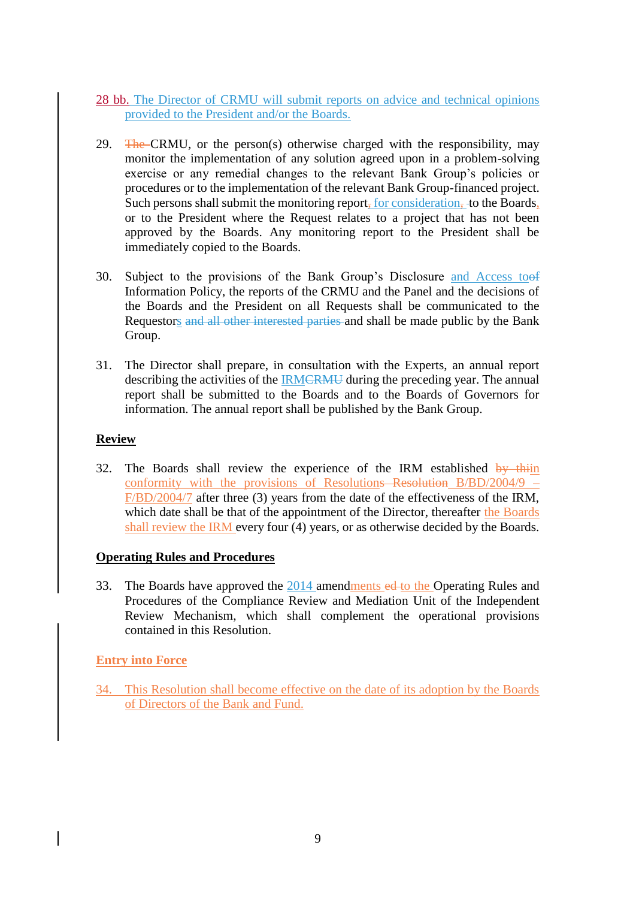28 bb. The Director of CRMU will submit reports on advice and technical opinions provided to the President and/or the Boards.

29. The CRMU, or the person(s) otherwise charged with the responsibility, may monitor the implementation of any solution agreed upon in a problem-solving exercise or any remedial changes to the relevant Bank Group's policies or procedures or to the implementation of the relevant Bank Group-financed project. Such persons shall submit the monitoring report, for consideration, to the Boards, or to the President where the Request relates to a project that has not been approved by the Boards. Any monitoring report to the President shall be immediately copied to the Boards.

30. Subject to the provisions of the Bank Group's Disclosure and Access toof Information Policy, the reports of the CRMU and the Panel and the decisions of the Boards and the President on all Requests shall be communicated to the Requestors and all other interested parties and shall be made public by the Bank Group.

31. The Director shall prepare, in consultation with the Experts, an annual report describing the activities of the IRMCRMU during the preceding year. The annual report shall be submitted to the Boards and to the Boards of Governors for information. The annual report shall be published by the Bank Group.

**Review**

32. The Boards shall review the experience of the IRM established by thiin conformity with the provisions of Resolutions Resolution B/BD/2004/9 – F/BD/2004/7 after three (3) years from the date of the effectiveness of the IRM, which date shall be that of the appointment of the Director, thereafter the Boards shall review the IRM every four (4) years, or as otherwise decided by the Boards.

**Operating Rules and Procedures**

33. The Boards have approved the 2014 amendments ed to the Operating Rules and Procedures of the Compliance Review and Mediation Unit of the Independent Review Mechanism, which shall complement the operational provisions contained in this Resolution.

**Entry into Force**

34. This Resolution shall become effective on the date of its adoption by the Boards of Directors of the Bank and Fund.